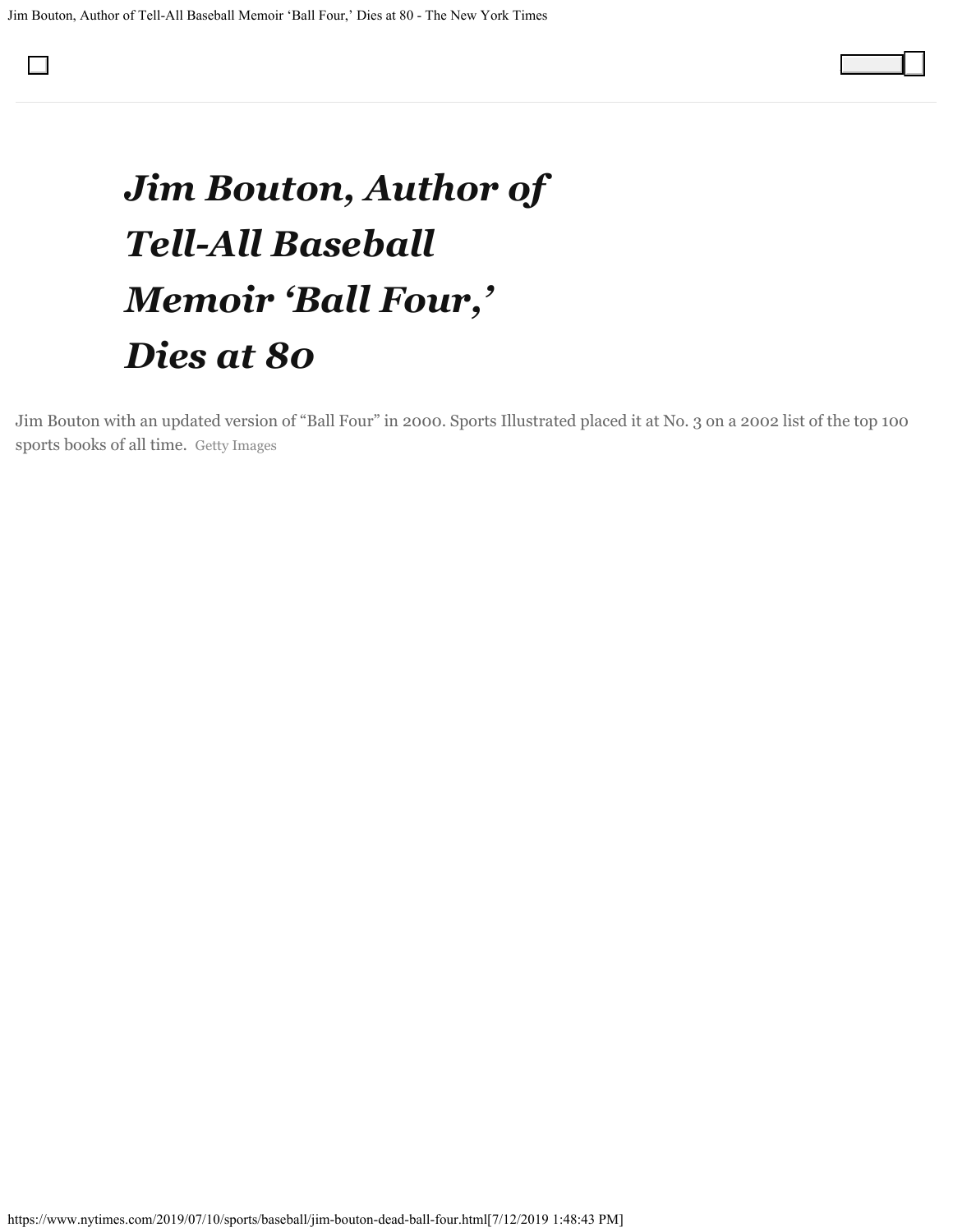# *Jim Bouton, Author of Tell-All Baseball Memoir 'Ball Four,' Dies at 80*

Jim Bouton with an updated version of "Ball Four" in 2000. Sports Illustrated placed it at No. 3 on a 2002 list of the top 100 sports books of all time. Getty Images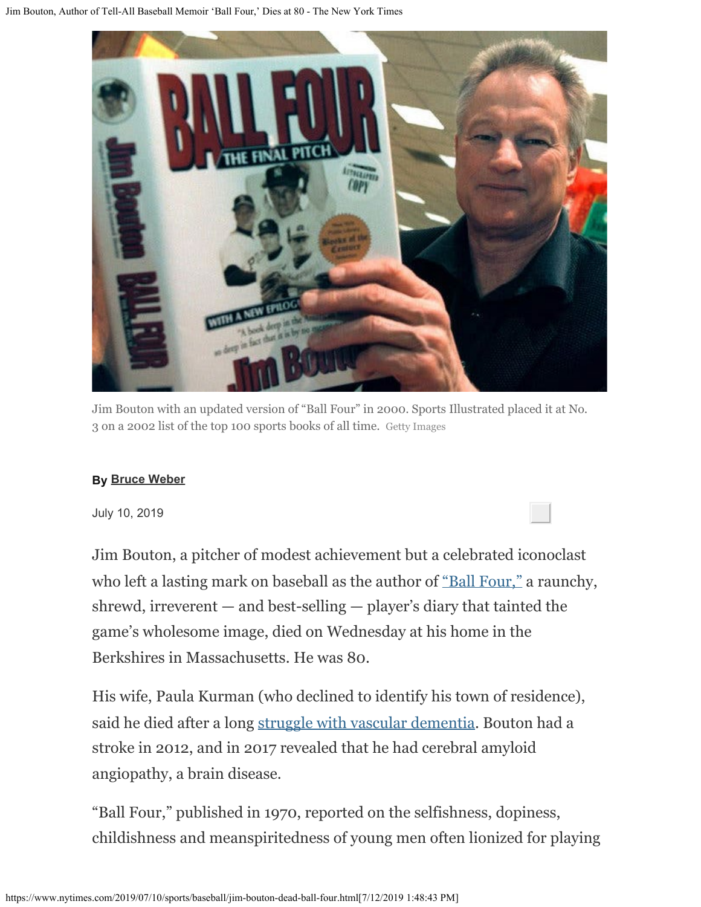Jim Bouton with an updated version of "Ball Four" in 2000. Sports Illustrated placed it at No. 3 on a 2002 list of the top 100 sports books of all time. Getty Images

By Bruce Weber

July 10, 2019

Jim Bouton, a pitcher of modest achievement but a celebrated iconoclast who left a lasting mark on baseball as the author of "Ball Four," a raunchy, shrewd, irreverent — and best-selling — player's diary that tainted the game's wholesome image, died on Wednesday at his home in the Berkshires in Massachusetts. He was 80.

His wife, Paula Kurman (who declined to identify his town of residence), said he died after a long struggle with vascular dementia. Bouton had a stroke in 2012, and in 2017 revealed that he had cerebral amyloid angiopathy, a brain disease.

"Ball Four," published in 1970, reported on the selfishness, dopiness, childishness and meanspiritedness of young men often lionized for playing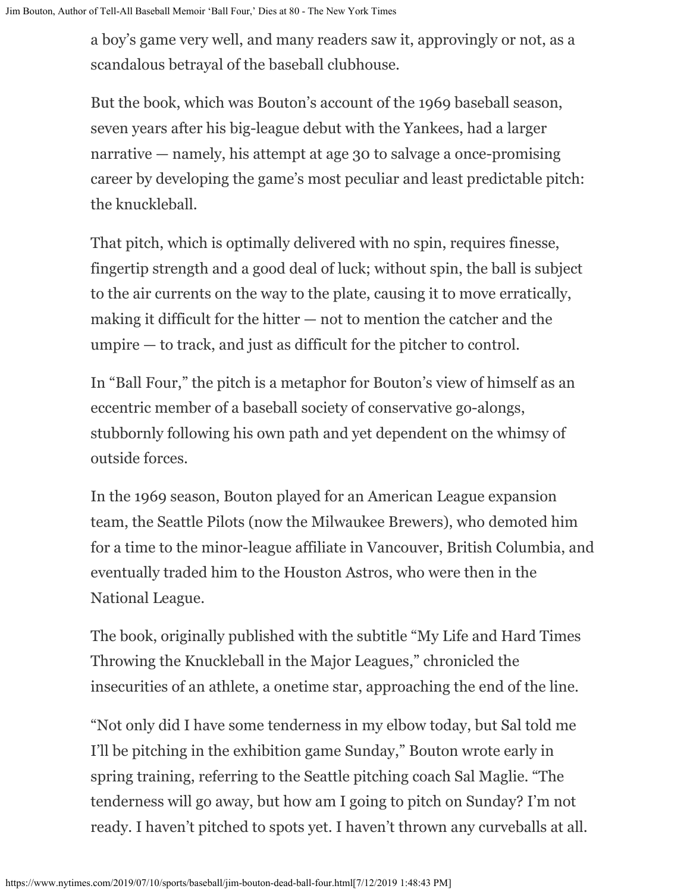a boy's game very well, and many readers saw it, approvingly or not, as a scandalous betrayal of the baseball clubhouse.

But the book, which was Bouton's account of the 1969 baseball season, seven years after his big-league debut with the Yankees, had a larger narrative — namely, his attempt at age 30 to salvage a once-promising career by developing the game's most peculiar and least predictable pitch: the knuckleball.

That pitch, which is optimally delivered with no spin, requires finesse, fingertip strength and a good deal of luck; without spin, the ball is subject to the air currents on the way to the plate, causing it to move erratically, making it difficult for the hitter — not to mention the catcher and the umpire — to track, and just as difficult for the pitcher to control.

In "Ball Four," the pitch is a metaphor for Bouton's view of himself as an eccentric member of a baseball society of conservative go-alongs, stubbornly following his own path and yet dependent on the whimsy of outside forces.

In the 1969 season, Bouton played for an American League expansion team, the Seattle Pilots (now the Milwaukee Brewers), who demoted him for a time to the minor-league affiliate in Vancouver, British Columbia, and eventually traded him to the Houston Astros, who were then in the National League.

The book, originally published with the subtitle "My Life and Hard Times Throwing the Knuckleball in the Major Leagues," chronicled the insecurities of an athlete, a onetime star, approaching the end of the line.

"Not only did I have some tenderness in my elbow today, but Sal told me I'll be pitching in the exhibition game Sunday," Bouton wrote early in spring training, referring to the Seattle pitching coach Sal Maglie. "The tenderness will go away, but how am I going to pitch on Sunday? I'm not ready. I haven't pitched to spots yet. I haven't thrown any curveballs at all.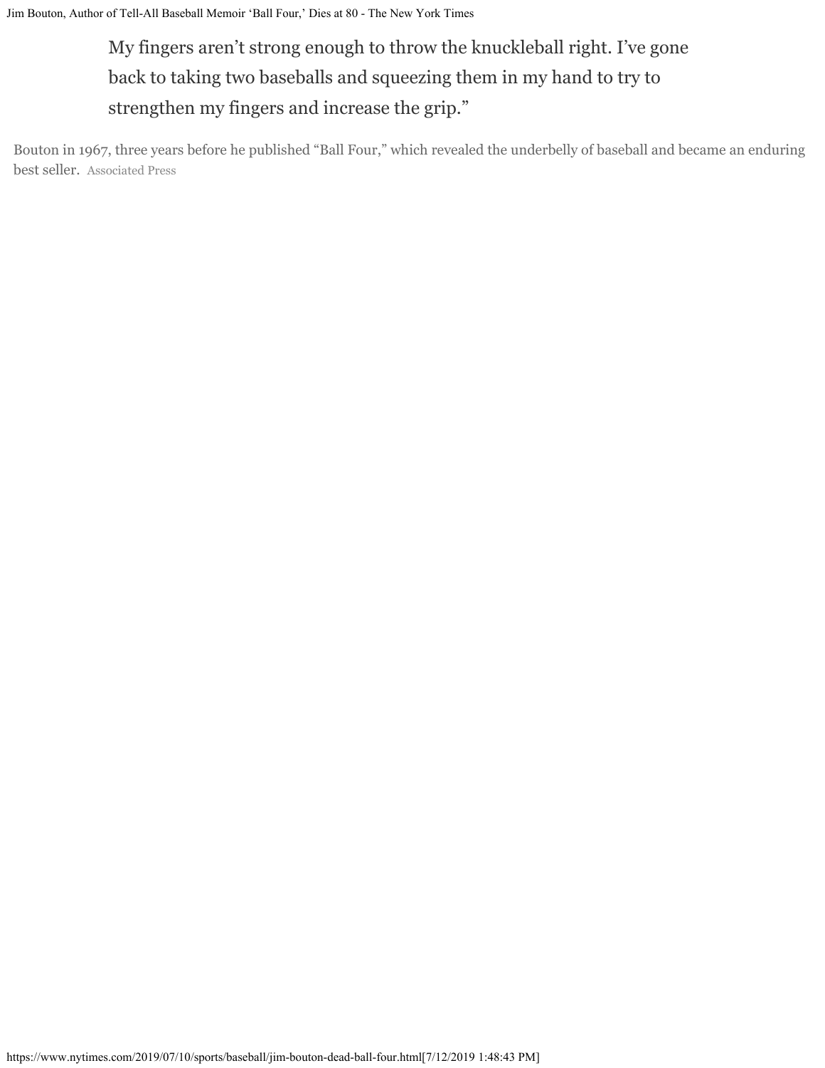My fingers aren't strong enough to throw the knuckleball right. I've gone back to taking two baseballs and squeezing them in my hand to try to strengthen my fingers and increase the grip."

Bouton in 1967, three years before he published "Ball Four," which revealed the underbelly of baseball and became an enduring best seller. Associated Press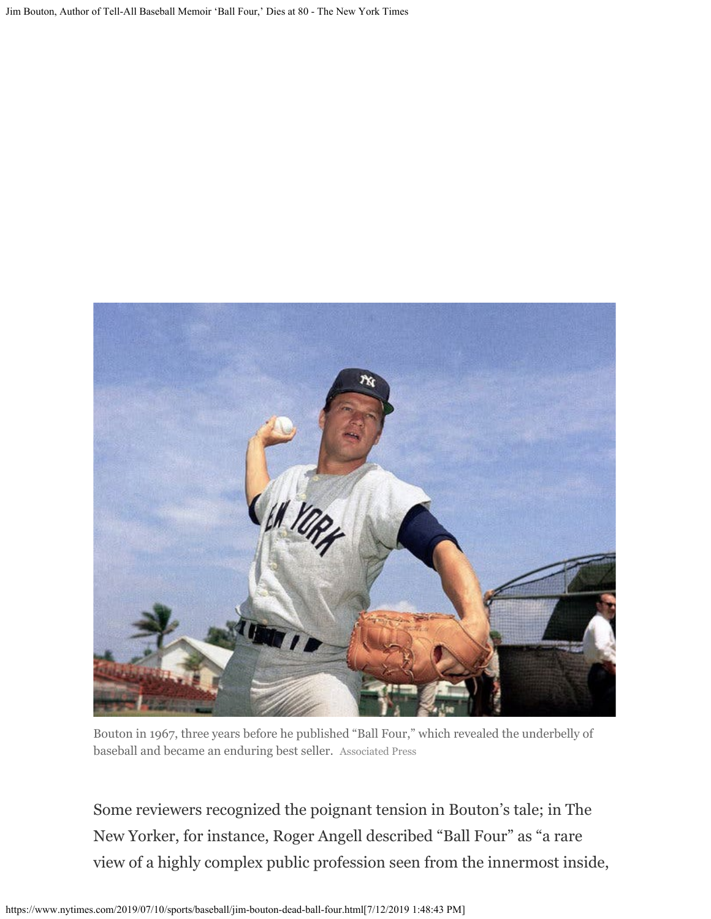Bouton in 1967, three years before he published "Ball Four," which revealed the underbelly of baseball and became an enduring best seller. Associated Press

Some reviewers recognized the poignant tension in Bouton's tale; in The New Yorker, for instance, Roger Angell described "Ball Four" as "a rare view of a highly complex public profession seen from the innermost inside,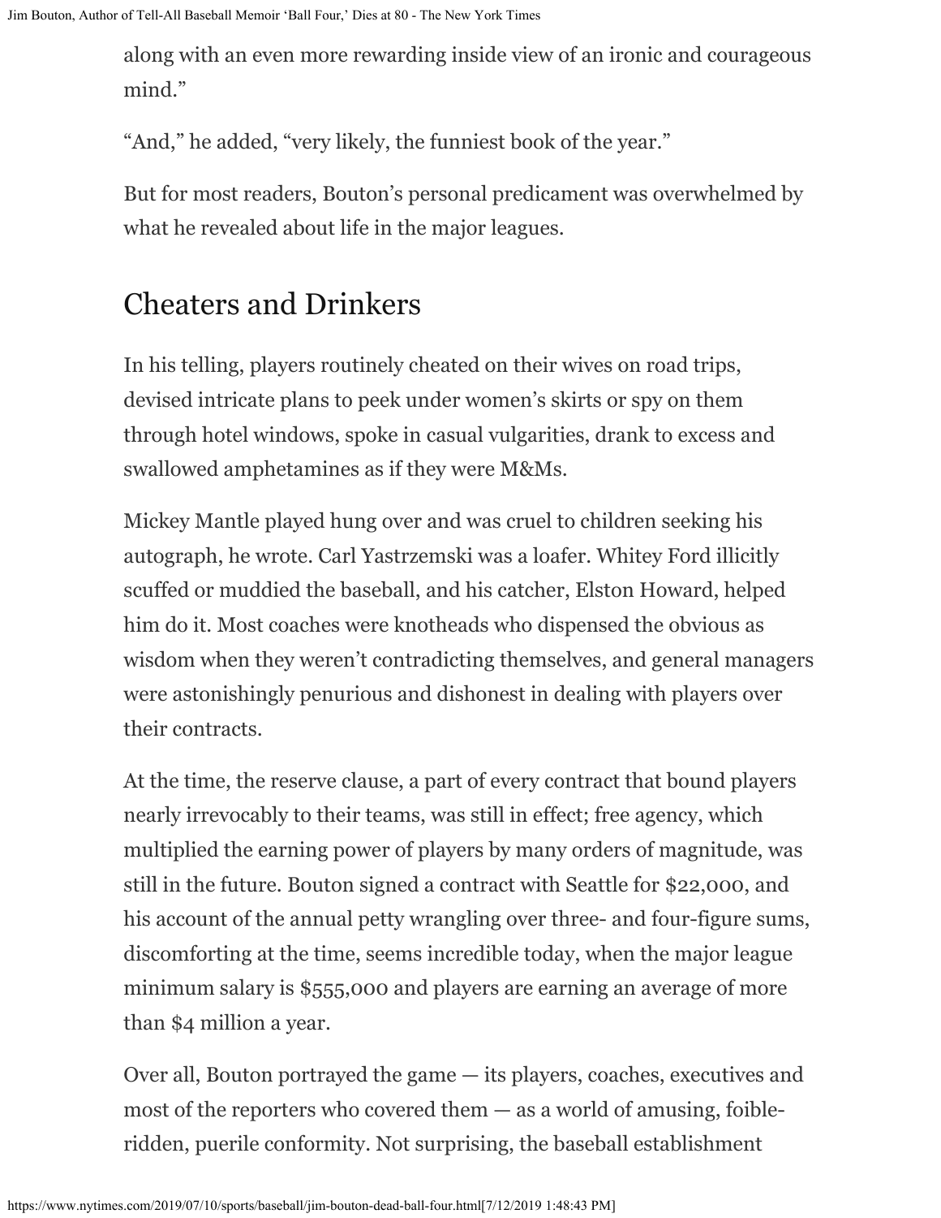along with an even more rewarding inside view of an ironic and courageous mind."

"And," he added, "very likely, the funniest book of the year."

But for most readers, Bouton's personal predicament was overwhelmed by what he revealed about life in the major leagues.

## Cheaters and Drinkers

In his telling, players routinely cheated on their wives on road trips, devised intricate plans to peek under women's skirts or spy on them through hotel windows, spoke in casual vulgarities, drank to excess and swallowed amphetamines as if they were M&Ms.

Mickey Mantle played hung over and was cruel to children seeking his autograph, he wrote. Carl Yastrzemski was a loafer. Whitey Ford illicitly scuffed or muddied the baseball, and his catcher, Elston Howard, helped him do it. Most coaches were knotheads who dispensed the obvious as wisdom when they weren't contradicting themselves, and general managers were astonishingly penurious and dishonest in dealing with players over their contracts.

At the time, the reserve clause, a part of every contract that bound players nearly irrevocably to their teams, was still in effect; free agency, which multiplied the earning power of players by many orders of magnitude, was still in the future. Bouton signed a contract with Seattle for $22,000, and his account of the annual petty wrangling over three- and four-figure sums, discomforting at the time, seems incredible today, when the major league minimum salary is $555,000 and players are earning an average of more than $4 million a year.

Over all, Bouton portrayed the game — its players, coaches, executives and most of the reporters who covered them — as a world of amusing, foible-ridden, puerile conformity. Not surprising, the baseball establishment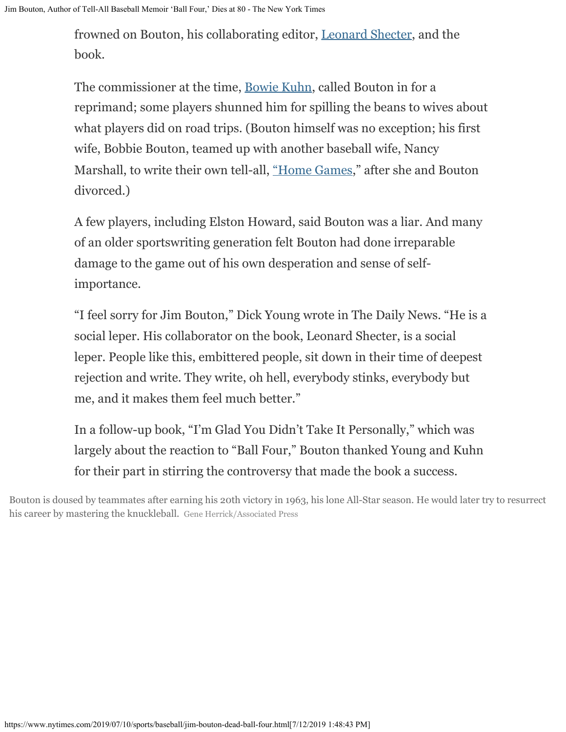frowned on Bouton, his collaborating editor, Leonard Shecter, and the book.

The commissioner at the time, Bowie Kuhn, called Bouton in for a reprimand; some players shunned him for spilling the beans to wives about what players did on road trips. (Bouton himself was no exception; his first wife, Bobbie Bouton, teamed up with another baseball wife, Nancy Marshall, to write their own tell-all, "Home Games," after she and Bouton divorced.)

A few players, including Elston Howard, said Bouton was a liar. And many of an older sportswriting generation felt Bouton had done irreparable damage to the game out of his own desperation and sense of self-importance.

"I feel sorry for Jim Bouton," Dick Young wrote in The Daily News. "He is a social leper. His collaborator on the book, Leonard Shecter, is a social leper. People like this, embittered people, sit down in their time of deepest rejection and write. They write, oh hell, everybody stinks, everybody but me, and it makes them feel much better."

In a follow-up book, "I'm Glad You Didn't Take It Personally," which was largely about the reaction to "Ball Four," Bouton thanked Young and Kuhn for their part in stirring the controversy that made the book a success.

Bouton is doused by teammates after earning his 20th victory in 1963, his lone All-Star season. He would later try to resurrect his career by mastering the knuckleball. Gene Herrick/Associated Press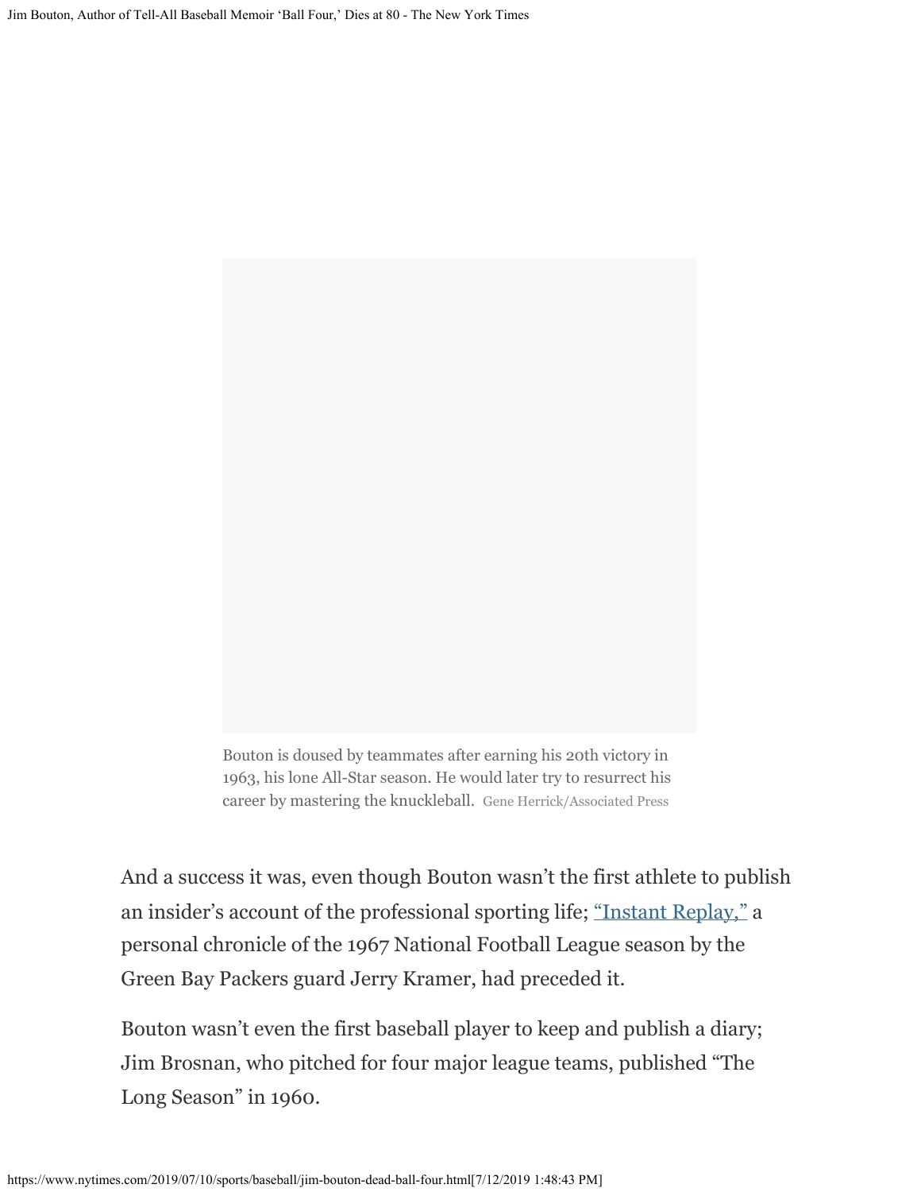Bouton is doused by teammates after earning his 20th victory in 1963, his lone All-Star season. He would later try to resurrect his career by mastering the knuckleball. Gene Herrick/Associated Press

And a success it was, even though Bouton wasn't the first athlete to publish an insider's account of the professional sporting life; "Instant Replay," a personal chronicle of the 1967 National Football League season by the Green Bay Packers guard Jerry Kramer, had preceded it.

Bouton wasn't even the first baseball player to keep and publish a diary; Jim Brosnan, who pitched for four major league teams, published "The Long Season" in 1960.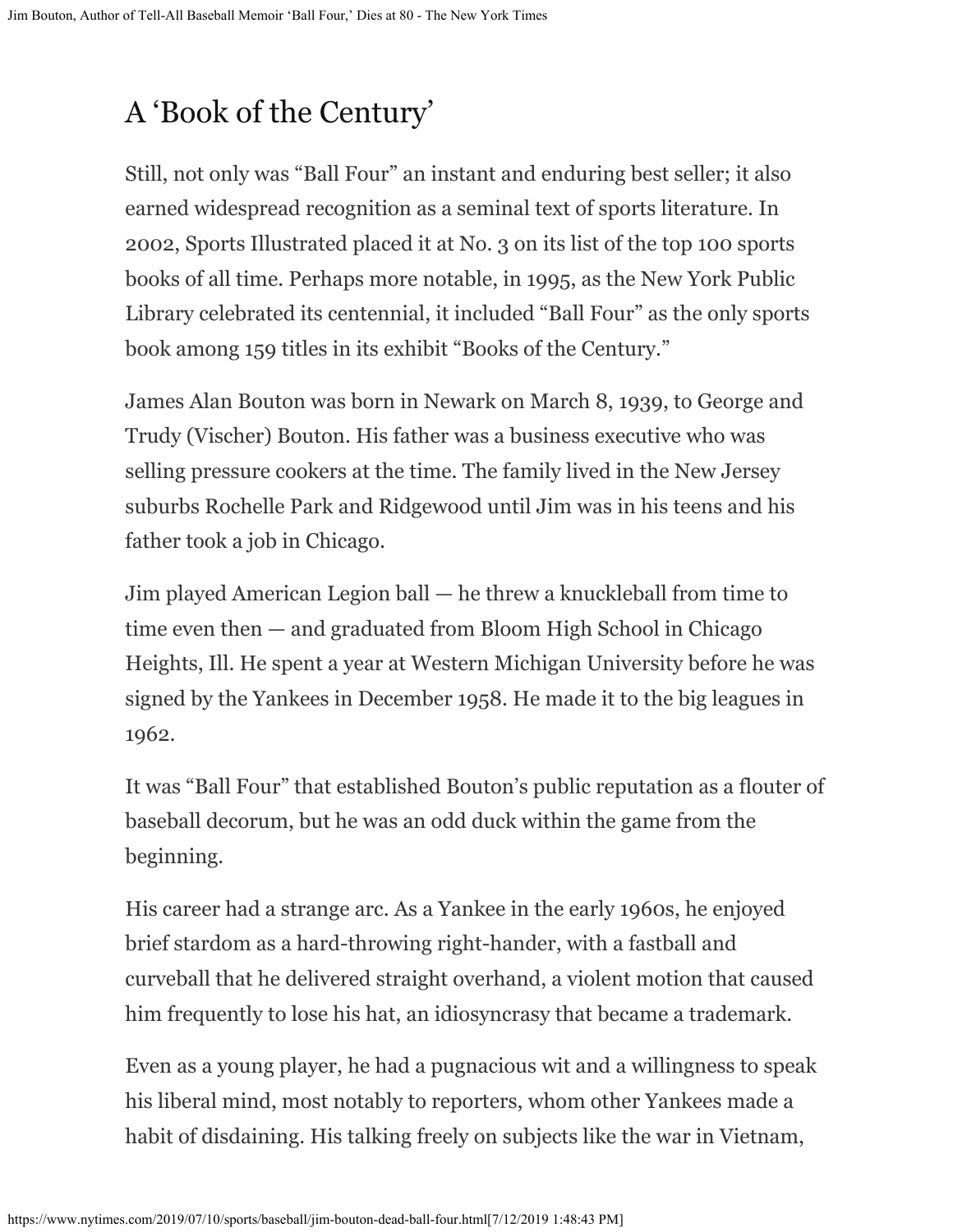## A 'Book of the Century'

Still, not only was "Ball Four" an instant and enduring best seller; it also earned widespread recognition as a seminal text of sports literature. In 2002, Sports Illustrated placed it at No. 3 on its list of the top 100 sports books of all time. Perhaps more notable, in 1995, as the New York Public Library celebrated its centennial, it included "Ball Four" as the only sports book among 159 titles in its exhibit "Books of the Century."

James Alan Bouton was born in Newark on March 8, 1939, to George and Trudy (Vischer) Bouton. His father was a business executive who was selling pressure cookers at the time. The family lived in the New Jersey suburbs Rochelle Park and Ridgewood until Jim was in his teens and his father took a job in Chicago.

Jim played American Legion ball — he threw a knuckleball from time to time even then — and graduated from Bloom High School in Chicago Heights, Ill. He spent a year at Western Michigan University before he was signed by the Yankees in December 1958. He made it to the big leagues in 1962.

It was "Ball Four" that established Bouton's public reputation as a flouter of baseball decorum, but he was an odd duck within the game from the beginning.

His career had a strange arc. As a Yankee in the early 1960s, he enjoyed brief stardom as a hard-throwing right-hander, with a fastball and curveball that he delivered straight overhand, a violent motion that caused him frequently to lose his hat, an idiosyncrasy that became a trademark.

Even as a young player, he had a pugnacious wit and a willingness to speak his liberal mind, most notably to reporters, whom other Yankees made a habit of disdaining. His talking freely on subjects like the war in Vietnam,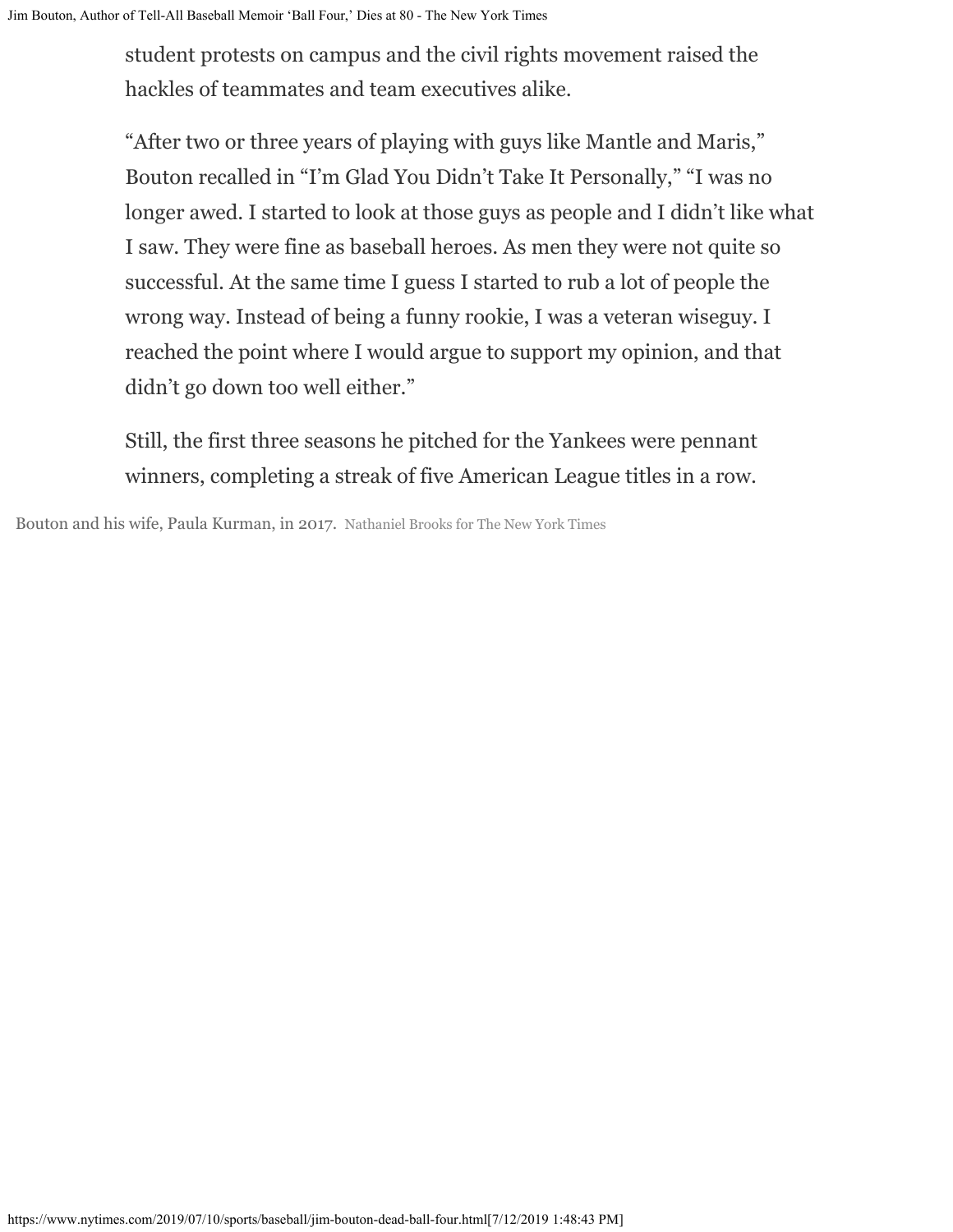student protests on campus and the civil rights movement raised the hackles of teammates and team executives alike.

"After two or three years of playing with guys like Mantle and Maris," Bouton recalled in "I'm Glad You Didn't Take It Personally," "I was no longer awed. I started to look at those guys as people and I didn't like what I saw. They were fine as baseball heroes. As men they were not quite so successful. At the same time I guess I started to rub a lot of people the wrong way. Instead of being a funny rookie, I was a veteran wiseguy. I reached the point where I would argue to support my opinion, and that didn't go down too well either."

Still, the first three seasons he pitched for the Yankees were pennant winners, completing a streak of five American League titles in a row.

Bouton and his wife, Paula Kurman, in 2017. Nathaniel Brooks for The New York Times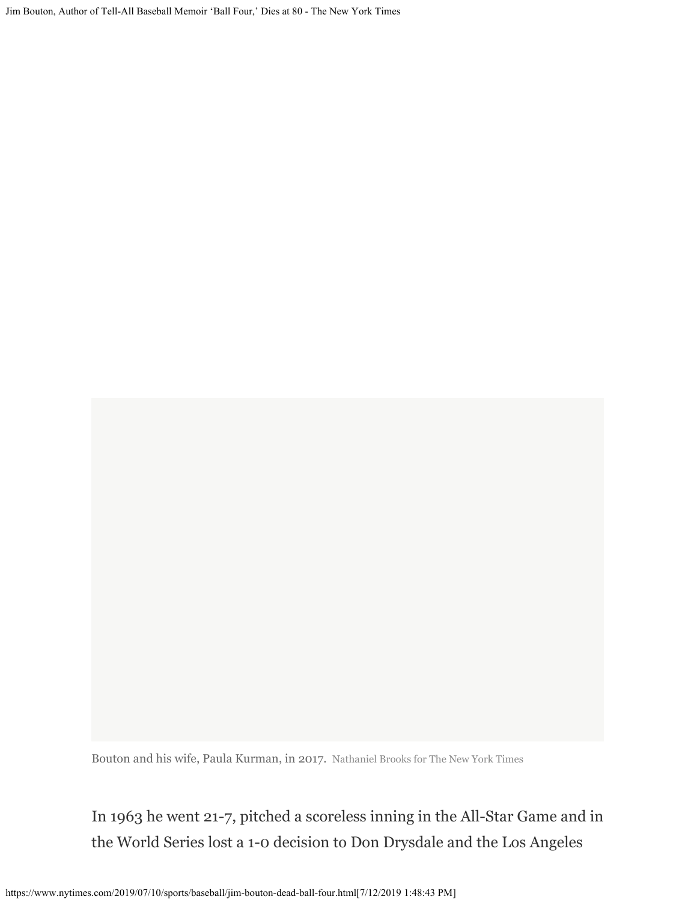Bouton and his wife, Paula Kurman, in 2017. Nathaniel Brooks for The New York Times

In 1963 he went 21-7, pitched a scoreless inning in the All-Star Game and in the World Series lost a 1-0 decision to Don Drysdale and the Los Angeles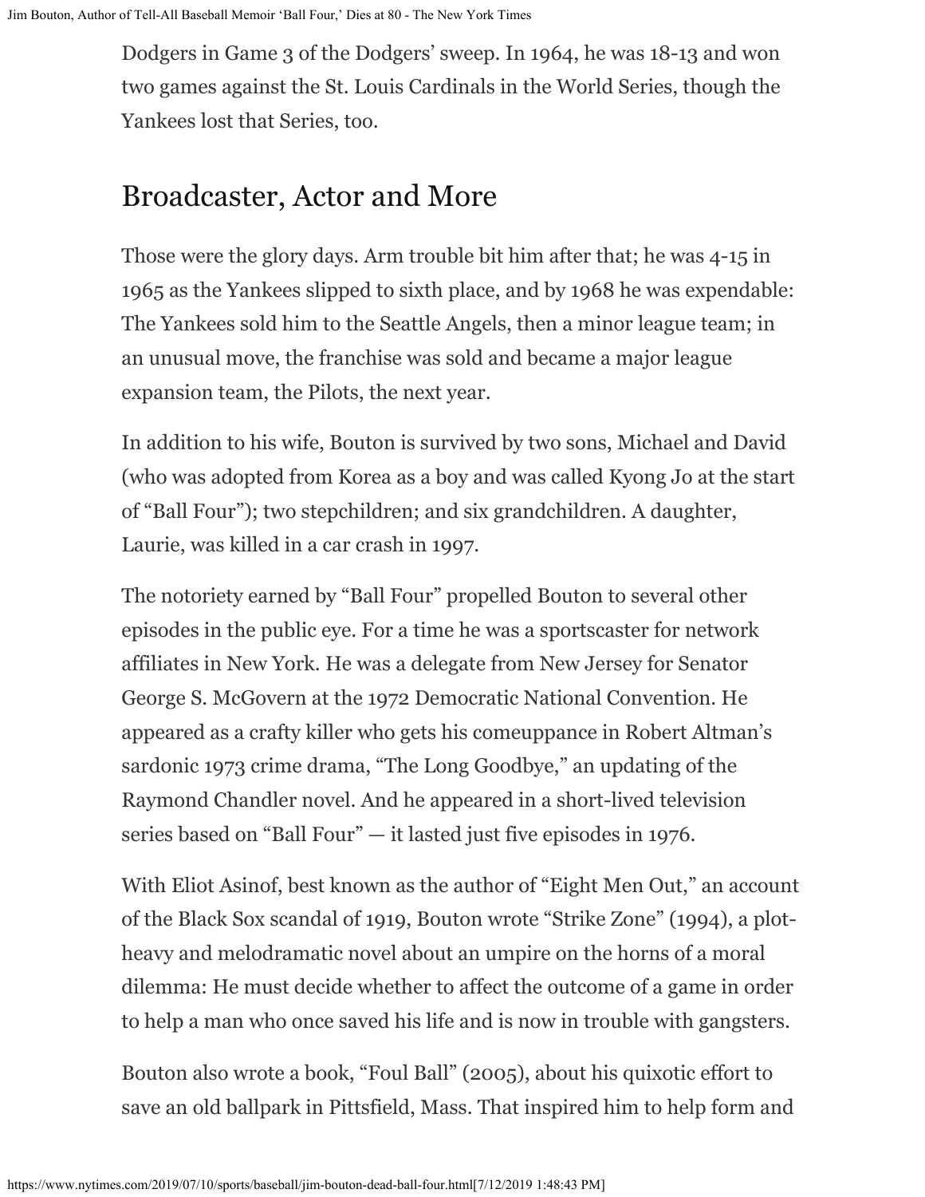Dodgers in Game 3 of the Dodgers' sweep. In 1964, he was 18-13 and won two games against the St. Louis Cardinals in the World Series, though the Yankees lost that Series, too.

## Broadcaster, Actor and More

Those were the glory days. Arm trouble bit him after that; he was 4-15 in 1965 as the Yankees slipped to sixth place, and by 1968 he was expendable: The Yankees sold him to the Seattle Angels, then a minor league team; in an unusual move, the franchise was sold and became a major league expansion team, the Pilots, the next year.

In addition to his wife, Bouton is survived by two sons, Michael and David (who was adopted from Korea as a boy and was called Kyong Jo at the start of "Ball Four"); two stepchildren; and six grandchildren. A daughter, Laurie, was killed in a car crash in 1997.

The notoriety earned by "Ball Four" propelled Bouton to several other episodes in the public eye. For a time he was a sportscaster for network affiliates in New York. He was a delegate from New Jersey for Senator George S. McGovern at the 1972 Democratic National Convention. He appeared as a crafty killer who gets his comeuppance in Robert Altman's sardonic 1973 crime drama, "The Long Goodbye," an updating of the Raymond Chandler novel. And he appeared in a short-lived television series based on "Ball Four" — it lasted just five episodes in 1976.

With Eliot Asinof, best known as the author of "Eight Men Out," an account of the Black Sox scandal of 1919, Bouton wrote "Strike Zone" (1994), a plot-heavy and melodramatic novel about an umpire on the horns of a moral dilemma: He must decide whether to affect the outcome of a game in order to help a man who once saved his life and is now in trouble with gangsters.

Bouton also wrote a book, "Foul Ball" (2005), about his quixotic effort to save an old ballpark in Pittsfield, Mass. That inspired him to help form and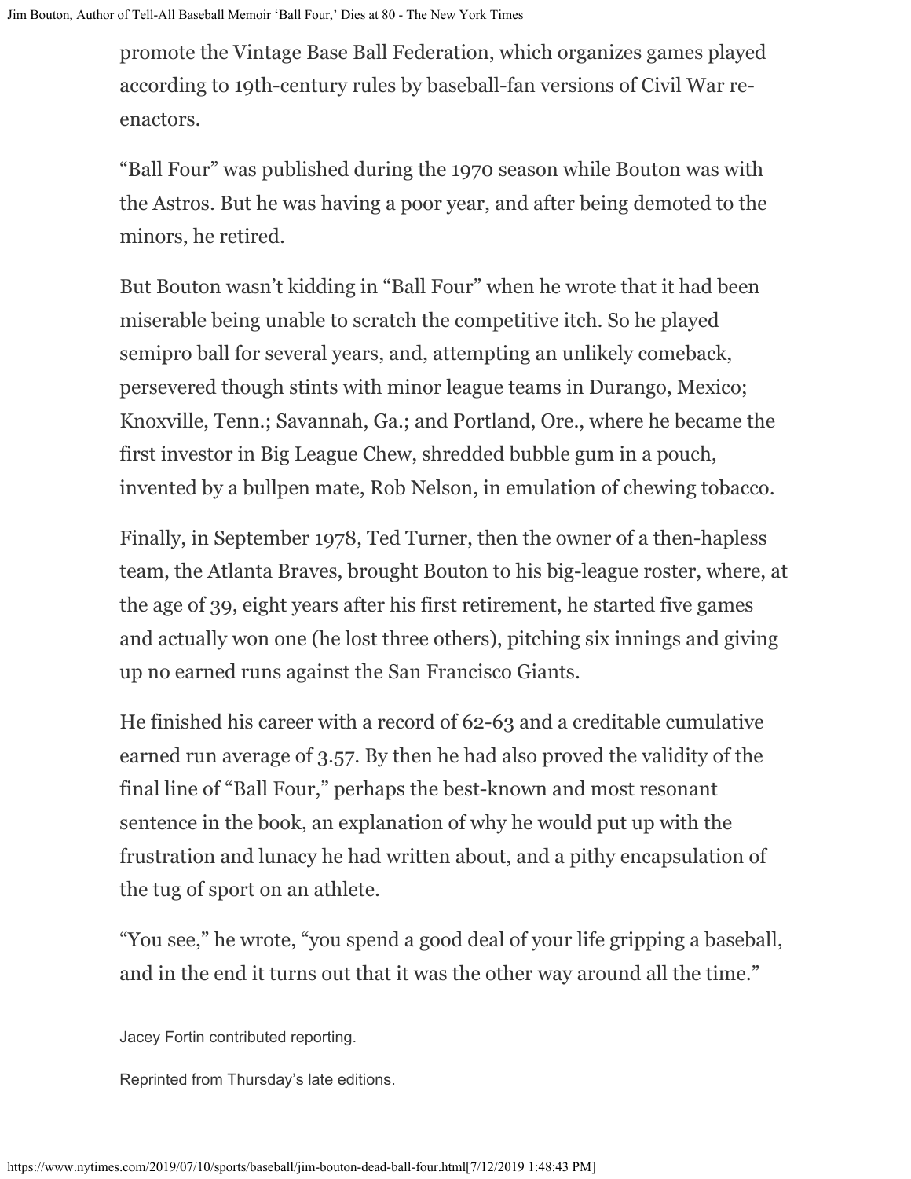promote the Vintage Base Ball Federation, which organizes games played according to 19th-century rules by baseball-fan versions of Civil War re-enactors.

“Ball Four” was published during the 1970 season while Bouton was with the Astros. But he was having a poor year, and after being demoted to the minors, he retired.

But Bouton wasn’t kidding in “Ball Four” when he wrote that it had been miserable being unable to scratch the competitive itch. So he played semipro ball for several years, and, attempting an unlikely comeback, persevered though stints with minor league teams in Durango, Mexico; Knoxville, Tenn.; Savannah, Ga.; and Portland, Ore., where he became the first investor in Big League Chew, shredded bubble gum in a pouch, invented by a bullpen mate, Rob Nelson, in emulation of chewing tobacco.

Finally, in September 1978, Ted Turner, then the owner of a then-hapless team, the Atlanta Braves, brought Bouton to his big-league roster, where, at the age of 39, eight years after his first retirement, he started five games and actually won one (he lost three others), pitching six innings and giving up no earned runs against the San Francisco Giants.

He finished his career with a record of 62-63 and a creditable cumulative earned run average of 3.57. By then he had also proved the validity of the final line of “Ball Four,” perhaps the best-known and most resonant sentence in the book, an explanation of why he would put up with the frustration and lunacy he had written about, and a pithy encapsulation of the tug of sport on an athlete.

“You see,” he wrote, “you spend a good deal of your life gripping a baseball, and in the end it turns out that it was the other way around all the time.”

Jacey Fortin contributed reporting.

Reprinted from Thursday’s late editions.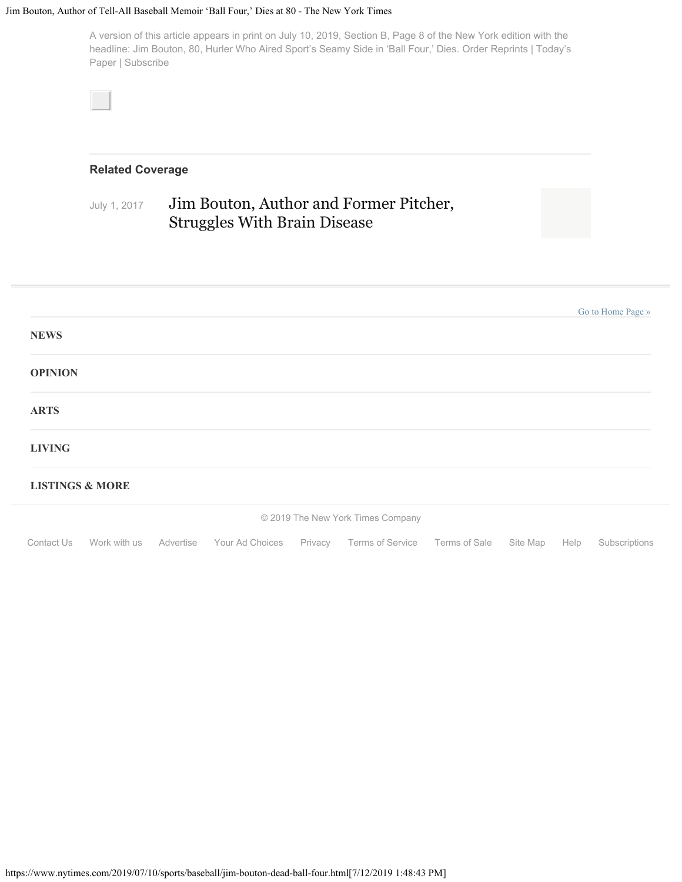A version of this article appears in print on July 10, 2019, Section B, Page 8 of the New York edition with the headline: Jim Bouton, 80, Hurler Who Aired Sport's Seamy Side in 'Ball Four,' Dies. Order Reprints | Today's Paper | Subscribe

## Related Coverage

July 1, 2017 — Jim Bouton, Author and Former Pitcher, Struggles With Brain Disease

Go to Home Page »

**NEWS**

**OPINION**

**ARTS**

**LIVING**

**LISTINGS & MORE**

© 2019 The New York Times Company

Contact Us | Work with us | Advertise | Your Ad Choices | Privacy | Terms of Service | Terms of Sale | Site Map | Help | Subscriptions